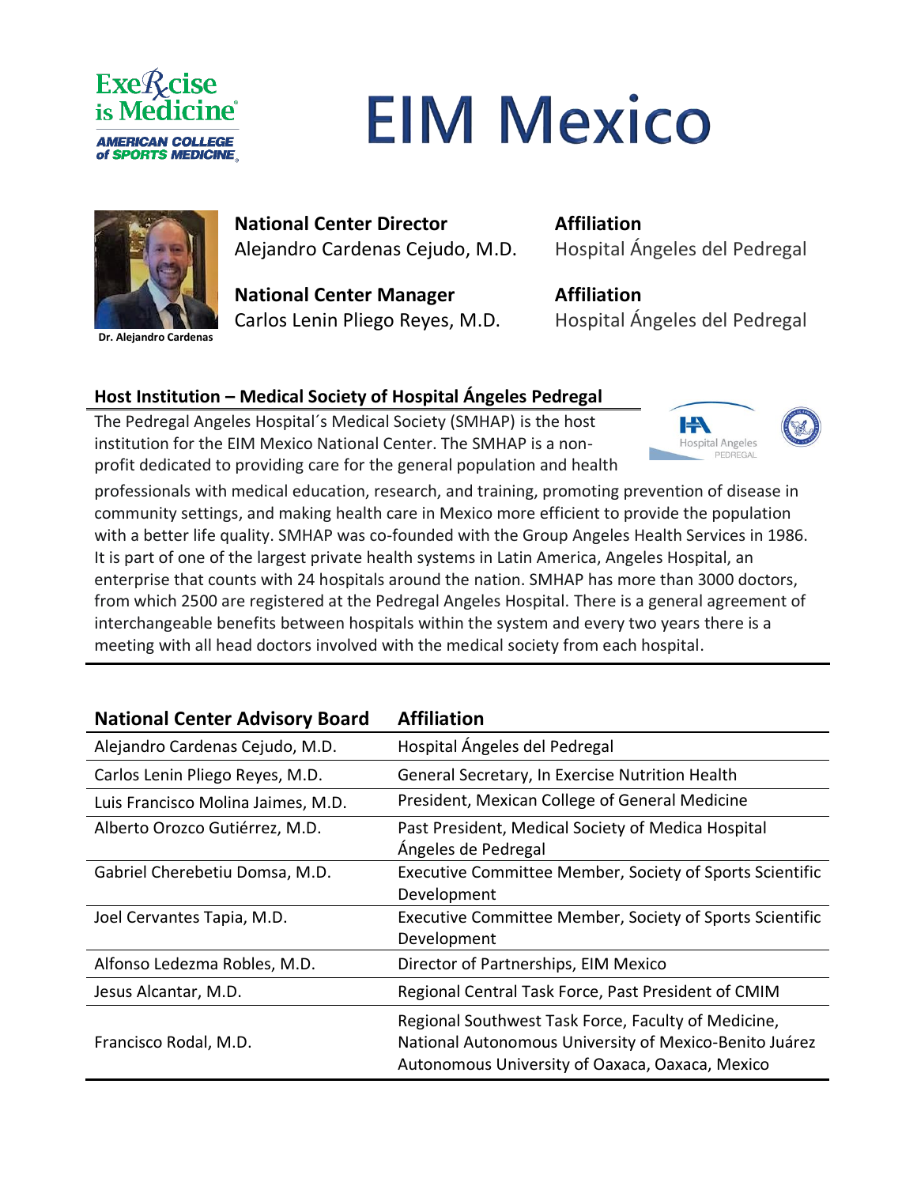# EIM Mexico

Dr. Alejandro Cardenas

| National Center Director | Affiliation |
| --- | --- |
| Alejandro Cardenas Cejudo, M.D. | Hospital Ángeles del Pedregal |

| National Center Manager | Affiliation |
| --- | --- |
| Carlos Lenin Pliego Reyes, M.D. | Hospital Ángeles del Pedregal |

## Host Institution – Medical Society of Hospital Ángeles Pedregal

The Pedregal Angeles Hospital´s Medical Society (SMHAP) is the host institution for the EIM Mexico National Center. The SMHAP is a non-profit dedicated to providing care for the general population and health professionals with medical education, research, and training, promoting prevention of disease in community settings, and making health care in Mexico more efficient to provide the population with a better life quality. SMHAP was co-founded with the Group Angeles Health Services in 1986. It is part of one of the largest private health systems in Latin America, Angeles Hospital, an enterprise that counts with 24 hospitals around the nation. SMHAP has more than 3000 doctors, from which 2500 are registered at the Pedregal Angeles Hospital. There is a general agreement of interchangeable benefits between hospitals within the system and every two years there is a meeting with all head doctors involved with the medical society from each hospital.

| National Center Advisory Board | Affiliation |
| --- | --- |
| Alejandro Cardenas Cejudo, M.D. | Hospital Ángeles del Pedregal |
| Carlos Lenin Pliego Reyes, M.D. | General Secretary, In Exercise Nutrition Health |
| Luis Francisco Molina Jaimes, M.D. | President, Mexican College of General Medicine |
| Alberto Orozco Gutiérrez, M.D. | Past President, Medical Society of Medica Hospital Ángeles de Pedregal |
| Gabriel Cherebetiu Domsa, M.D. | Executive Committee Member, Society of Sports Scientific Development |
| Joel Cervantes Tapia, M.D. | Executive Committee Member, Society of Sports Scientific Development |
| Alfonso Ledezma Robles, M.D. | Director of Partnerships, EIM Mexico |
| Jesus Alcantar, M.D. | Regional Central Task Force, Past President of CMIM |
| Francisco Rodal, M.D. | Regional Southwest Task Force, Faculty of Medicine, National Autonomous University of Mexico-Benito Juárez Autonomous University of Oaxaca, Oaxaca, Mexico |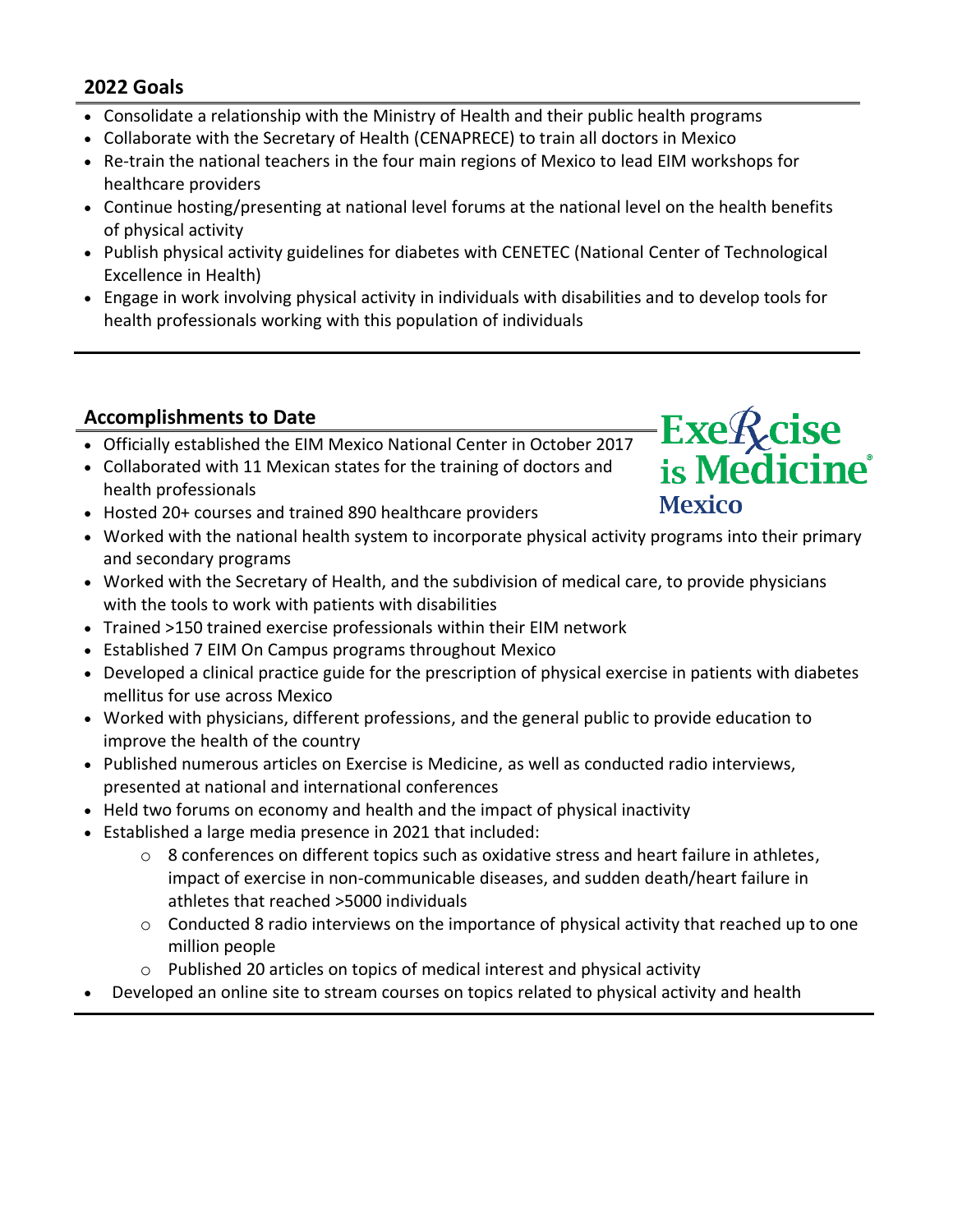## 2022 Goals

- Consolidate a relationship with the Ministry of Health and their public health programs
- Collaborate with the Secretary of Health (CENAPRECE) to train all doctors in Mexico
- Re-train the national teachers in the four main regions of Mexico to lead EIM workshops for healthcare providers
- Continue hosting/presenting at national level forums at the national level on the health benefits of physical activity
- Publish physical activity guidelines for diabetes with CENETEC (National Center of Technological Excellence in Health)
- Engage in work involving physical activity in individuals with disabilities and to develop tools for health professionals working with this population of individuals

## Accomplishments to Date

- Officially established the EIM Mexico National Center in October 2017
- Collaborated with 11 Mexican states for the training of doctors and health professionals
- Hosted 20+ courses and trained 890 healthcare providers
- Worked with the national health system to incorporate physical activity programs into their primary and secondary programs
- Worked with the Secretary of Health, and the subdivision of medical care, to provide physicians with the tools to work with patients with disabilities
- Trained >150 trained exercise professionals within their EIM network
- Established 7 EIM On Campus programs throughout Mexico
- Developed a clinical practice guide for the prescription of physical exercise in patients with diabetes mellitus for use across Mexico
- Worked with physicians, different professions, and the general public to provide education to improve the health of the country
- Published numerous articles on Exercise is Medicine, as well as conducted radio interviews, presented at national and international conferences
- Held two forums on economy and health and the impact of physical inactivity
- Established a large media presence in 2021 that included:
  - 8 conferences on different topics such as oxidative stress and heart failure in athletes, impact of exercise in non-communicable diseases, and sudden death/heart failure in athletes that reached >5000 individuals
  - Conducted 8 radio interviews on the importance of physical activity that reached up to one million people
  - Published 20 articles on topics of medical interest and physical activity
- Developed an online site to stream courses on topics related to physical activity and health